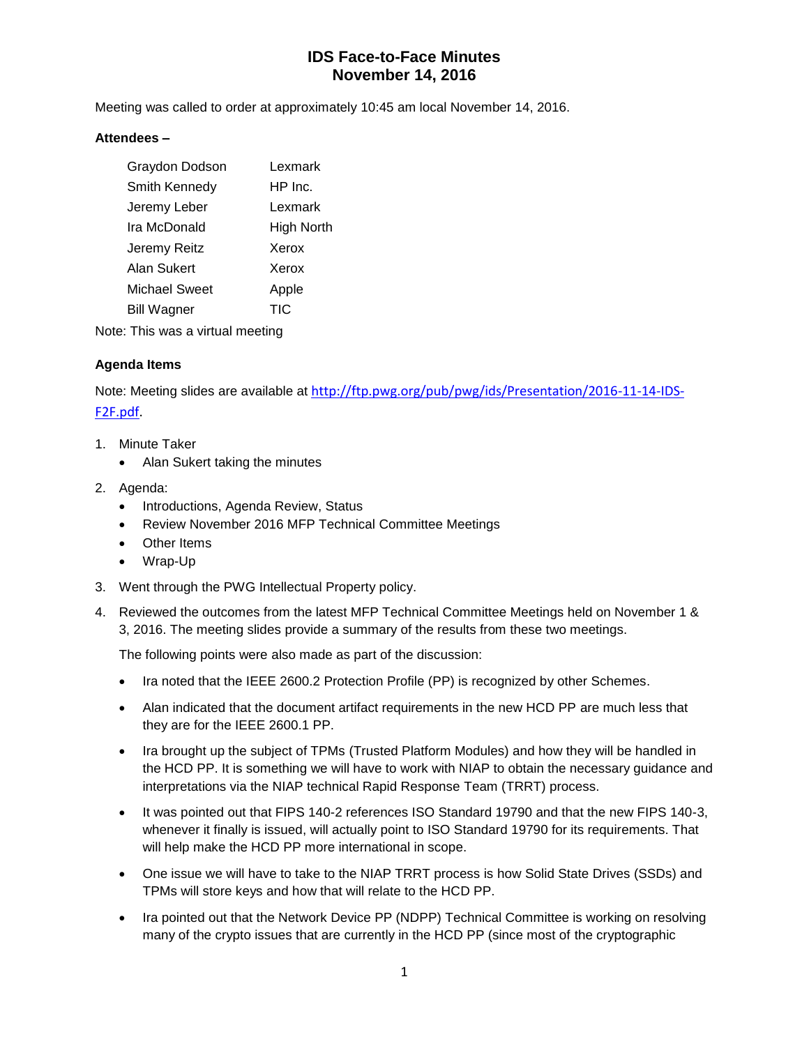# IDS Face-to-Face Minutes
# November 14, 2016

Meeting was called to order at approximately 10:45 am local November 14, 2016.

**Attendees –**

| | |
|---|---|
| Graydon Dodson | Lexmark |
| Smith Kennedy | HP Inc. |
| Jeremy Leber | Lexmark |
| Ira McDonald | High North |
| Jeremy Reitz | Xerox |
| Alan Sukert | Xerox |
| Michael Sweet | Apple |
| Bill Wagner | TIC |

Note: This was a virtual meeting

**Agenda Items**

Note: Meeting slides are available at http://ftp.pwg.org/pub/pwg/ids/Presentation/2016-11-14-IDS-F2F.pdf.

1. Minute Taker
   - Alan Sukert taking the minutes
2. Agenda:
   - Introductions, Agenda Review, Status
   - Review November 2016 MFP Technical Committee Meetings
   - Other Items
   - Wrap-Up
3. Went through the PWG Intellectual Property policy.
4. Reviewed the outcomes from the latest MFP Technical Committee Meetings held on November 1 & 3, 2016. The meeting slides provide a summary of the results from these two meetings.

   The following points were also made as part of the discussion:

   - Ira noted that the IEEE 2600.2 Protection Profile (PP) is recognized by other Schemes.
   - Alan indicated that the document artifact requirements in the new HCD PP are much less that they are for the IEEE 2600.1 PP.
   - Ira brought up the subject of TPMs (Trusted Platform Modules) and how they will be handled in the HCD PP. It is something we will have to work with NIAP to obtain the necessary guidance and interpretations via the NIAP technical Rapid Response Team (TRRT) process.
   - It was pointed out that FIPS 140-2 references ISO Standard 19790 and that the new FIPS 140-3, whenever it finally is issued, will actually point to ISO Standard 19790 for its requirements. That will help make the HCD PP more international in scope.
   - One issue we will have to take to the NIAP TRRT process is how Solid State Drives (SSDs) and TPMs will store keys and how that will relate to the HCD PP.
   - Ira pointed out that the Network Device PP (NDPP) Technical Committee is working on resolving many of the crypto issues that are currently in the HCD PP (since most of the cryptographic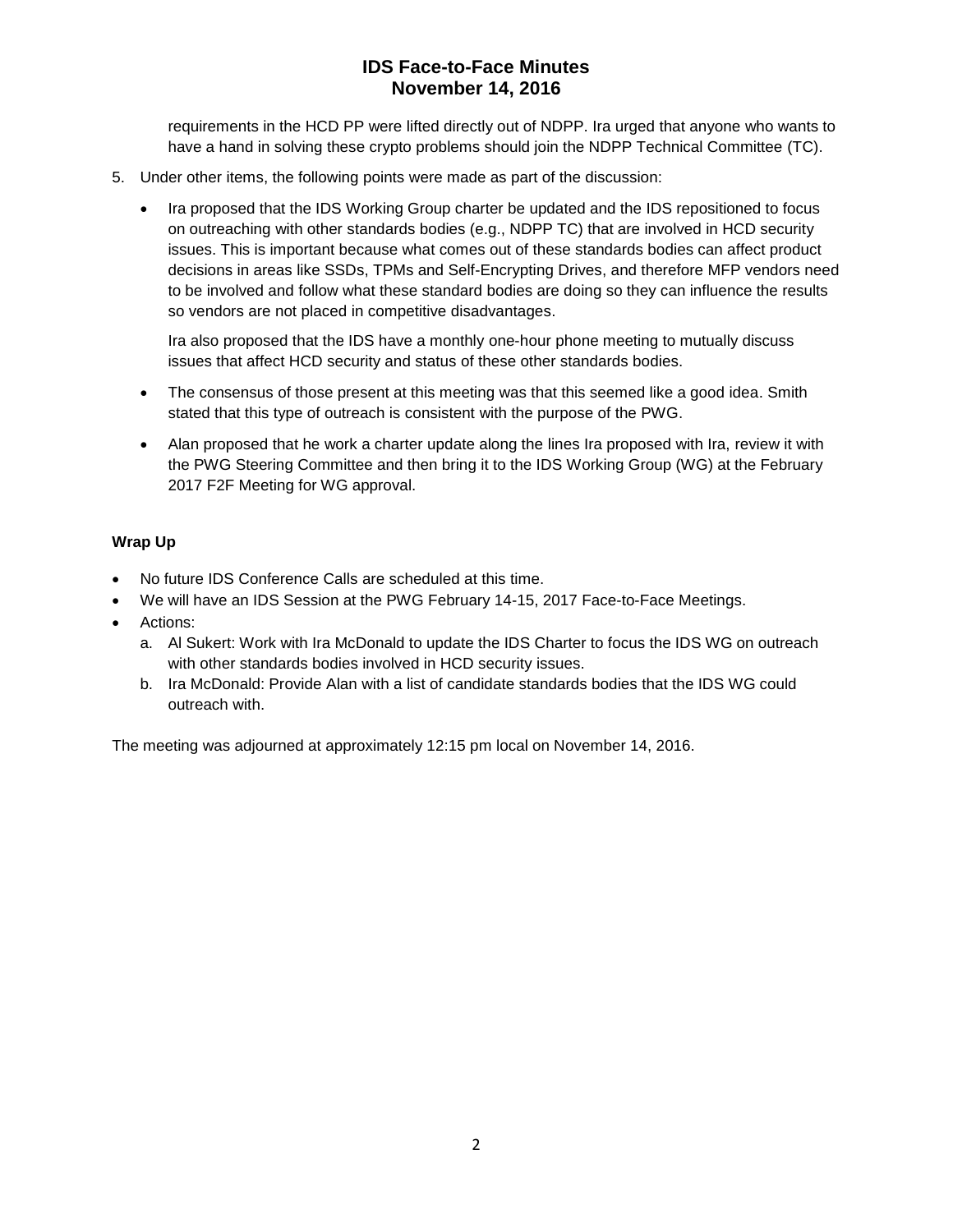requirements in the HCD PP were lifted directly out of NDPP. Ira urged that anyone who wants to have a hand in solving these crypto problems should join the NDPP Technical Committee (TC).

5. Under other items, the following points were made as part of the discussion:

   - Ira proposed that the IDS Working Group charter be updated and the IDS repositioned to focus on outreaching with other standards bodies (e.g., NDPP TC) that are involved in HCD security issues. This is important because what comes out of these standards bodies can affect product decisions in areas like SSDs, TPMs and Self-Encrypting Drives, and therefore MFP vendors need to be involved and follow what these standard bodies are doing so they can influence the results so vendors are not placed in competitive disadvantages.

     Ira also proposed that the IDS have a monthly one-hour phone meeting to mutually discuss issues that affect HCD security and status of these other standards bodies.

   - The consensus of those present at this meeting was that this seemed like a good idea. Smith stated that this type of outreach is consistent with the purpose of the PWG.

   - Alan proposed that he work a charter update along the lines Ira proposed with Ira, review it with the PWG Steering Committee and then bring it to the IDS Working Group (WG) at the February 2017 F2F Meeting for WG approval.

**Wrap Up**

- No future IDS Conference Calls are scheduled at this time.
- We will have an IDS Session at the PWG February 14-15, 2017 Face-to-Face Meetings.
- Actions:
  a. Al Sukert: Work with Ira McDonald to update the IDS Charter to focus the IDS WG on outreach with other standards bodies involved in HCD security issues.
  b. Ira McDonald: Provide Alan with a list of candidate standards bodies that the IDS WG could outreach with.

The meeting was adjourned at approximately 12:15 pm local on November 14, 2016.